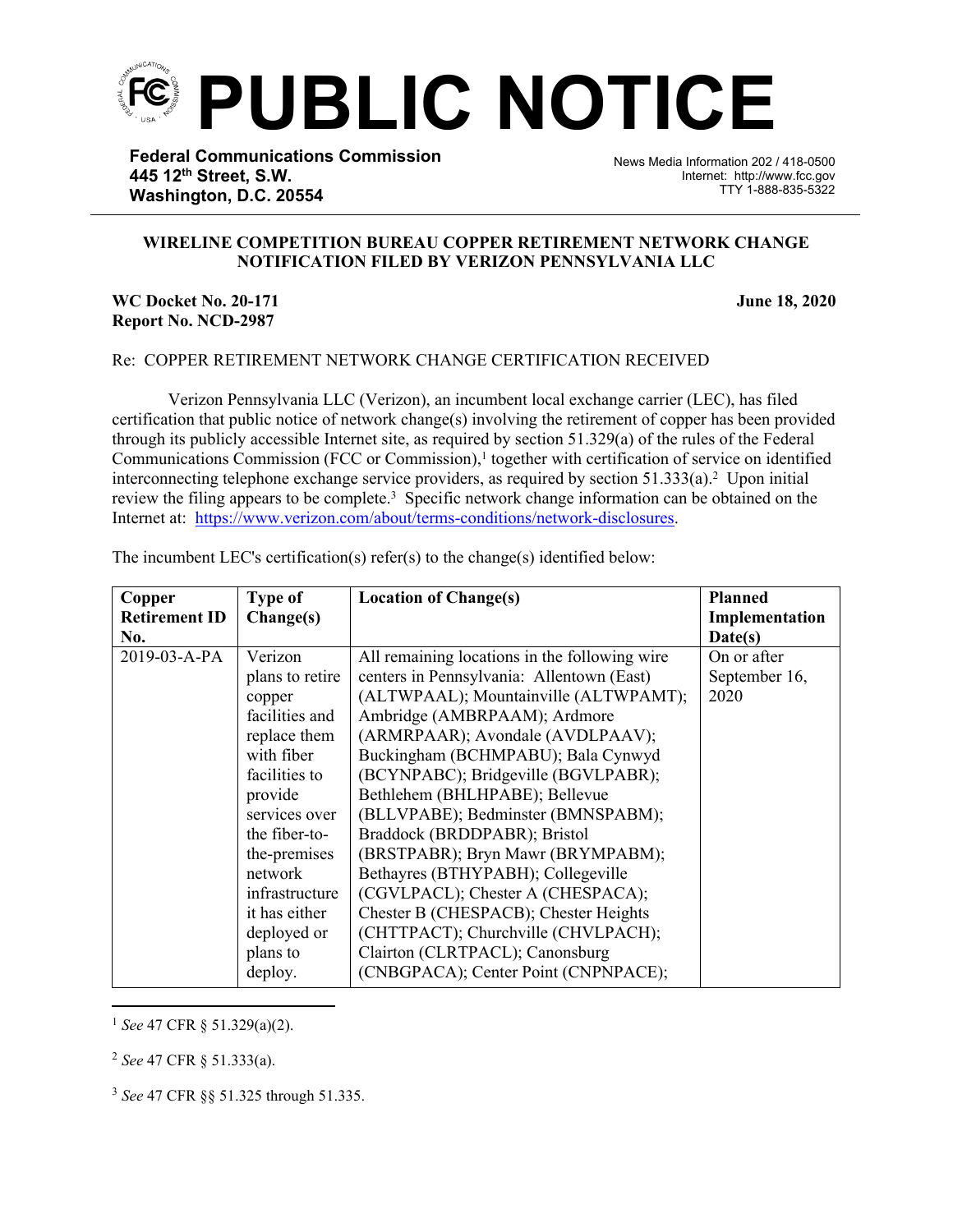# PUBLIC NOTICE

**Federal Communications Commission**
**445 12th Street, S.W.**
**Washington, D.C. 20554**

News Media Information 202 / 418-0500
Internet: http://www.fcc.gov
TTY 1-888-835-5322

## WIRELINE COMPETITION BUREAU COPPER RETIREMENT NETWORK CHANGE NOTIFICATION FILED BY VERIZON PENNSYLVANIA LLC

**WC Docket No. 20-171**
**Report No. NCD-2987**

**June 18, 2020**

Re: COPPER RETIREMENT NETWORK CHANGE CERTIFICATION RECEIVED

Verizon Pennsylvania LLC (Verizon), an incumbent local exchange carrier (LEC), has filed certification that public notice of network change(s) involving the retirement of copper has been provided through its publicly accessible Internet site, as required by section 51.329(a) of the rules of the Federal Communications Commission (FCC or Commission),[1] together with certification of service on identified interconnecting telephone exchange service providers, as required by section 51.333(a).[2] Upon initial review the filing appears to be complete.[3] Specific network change information can be obtained on the Internet at: https://www.verizon.com/about/terms-conditions/network-disclosures.

The incumbent LEC's certification(s) refer(s) to the change(s) identified below:

| Copper Retirement ID No. | Type of Change(s) | Location of Change(s) | Planned Implementation Date(s) |
|---|---|---|---|
| 2019-03-A-PA | Verizon plans to retire copper facilities and replace them with fiber facilities to provide services over the fiber-to-the-premises network infrastructure it has either deployed or plans to deploy. | All remaining locations in the following wire centers in Pennsylvania: Allentown (East) (ALTWPAAL); Mountainville (ALTWPAMT); Ambridge (AMBRPAAM); Ardmore (ARMRPAAR); Avondale (AVDLPAAV); Buckingham (BCHMPABU); Bala Cynwyd (BCYNPABC); Bridgeville (BGVLPABR); Bethlehem (BHLHPABE); Bellevue (BLLVPABE); Bedminster (BMNSPABM); Braddock (BRDDPABR); Bristol (BRSTPABR); Bryn Mawr (BRYMPABM); Bethayres (BTHYPABH); Collegeville (CGVLPACL); Chester A (CHESPACA); Chester B (CHESPACB); Chester Heights (CHTTPACT); Churchville (CHVLPACH); Clairton (CLRTPACL); Canonsburg (CNBGPACA); Center Point (CNPNPACE); | On or after September 16, 2020 |

[1] *See* 47 CFR § 51.329(a)(2).

[2] *See* 47 CFR § 51.333(a).

[3] *See* 47 CFR §§ 51.325 through 51.335.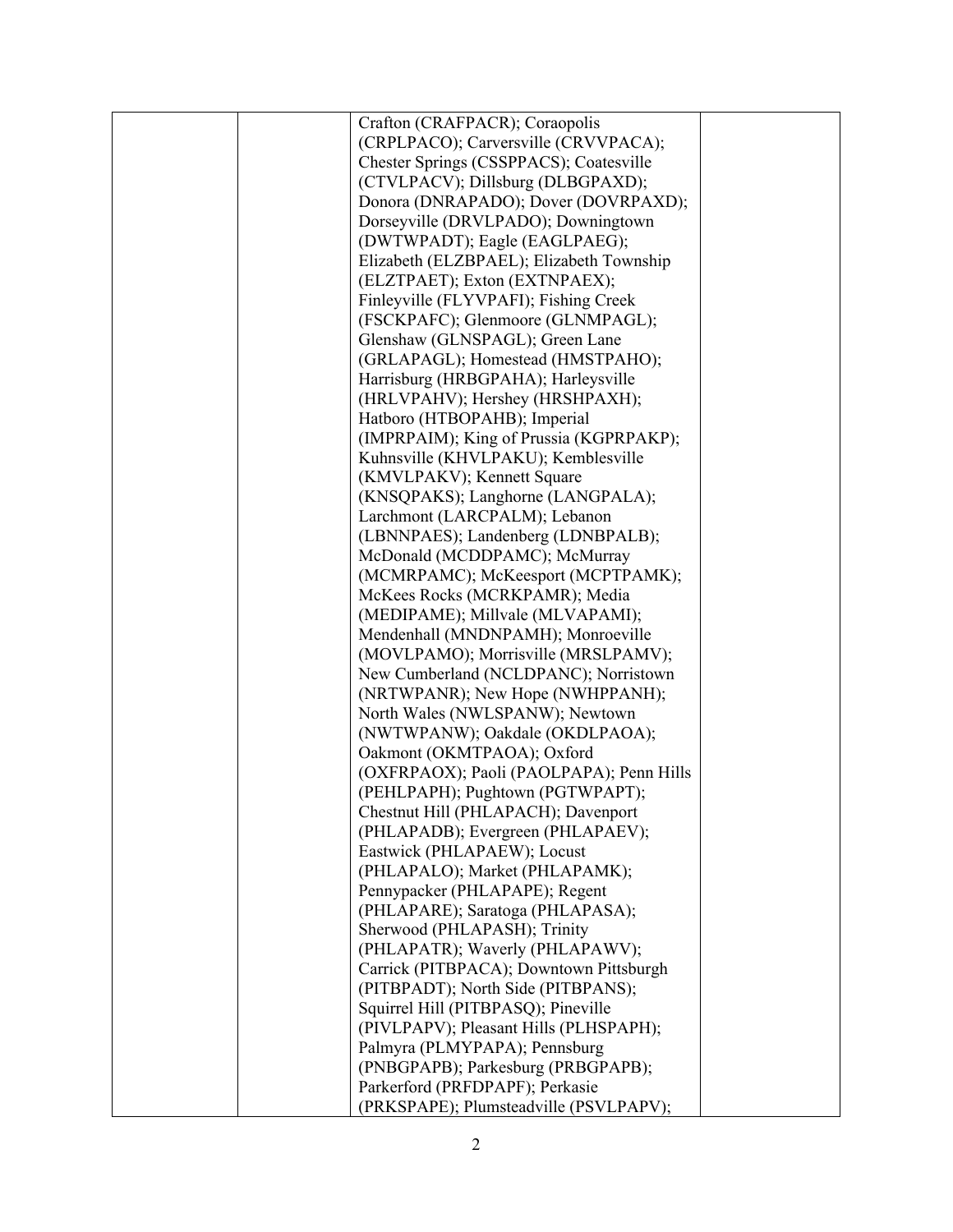|  |  | Crafton (CRAFPACR); Coraopolis (CRPLPACO); Carversville (CRVVPACA); Chester Springs (CSSPPACS); Coatesville (CTVLPACV); Dillsburg (DLBGPAXD); Donora (DNRAPADO); Dover (DOVRPAXD); Dorseyville (DRVLPADO); Downingtown (DWTWPADT); Eagle (EAGLPAEG); Elizabeth (ELZBPAEL); Elizabeth Township (ELZTPAET); Exton (EXTNPAEX); Finleyville (FLYVPAFI); Fishing Creek (FSCKPAFC); Glenmoore (GLNMPAGL); Glenshaw (GLNSPAGL); Green Lane (GRLAPAGL); Homestead (HMSTPAHO); Harrisburg (HRBGPAHA); Harleysville (HRLVPAHV); Hershey (HRSHPAXH); Hatboro (HTBOPAHB); Imperial (IMPRPAIM); King of Prussia (KGPRPAKP); Kuhnsville (KHVLPAKU); Kemblesville (KMVLPAKV); Kennett Square (KNSQPAKS); Langhorne (LANGPALA); Larchmont (LARCPALM); Lebanon (LBNNPAES); Landenberg (LDNBPALB); McDonald (MCDDPAMC); McMurray (MCMRPAMC); McKeesport (MCPTPAMK); McKees Rocks (MCRKPAMR); Media (MEDIPAME); Millvale (MLVAPAMI); Mendenhall (MNDNPAMH); Monroeville (MOVLPAMO); Morrisville (MRSLPAMV); New Cumberland (NCLDPANC); Norristown (NRTWPANR); New Hope (NWHPPANH); North Wales (NWLSPANW); Newtown (NWTWPANW); Oakdale (OKDLPAOA); Oakmont (OKMTPAOA); Oxford (OXFRPAOX); Paoli (PAOLPAPA); Penn Hills (PEHLPAPH); Pughtown (PGTWPAPT); Chestnut Hill (PHLAPACH); Davenport (PHLAPADB); Evergreen (PHLAPAEV); Eastwick (PHLAPAEW); Locust (PHLAPALO); Market (PHLAPAMK); Pennypacker (PHLAPAPE); Regent (PHLAPARE); Saratoga (PHLAPASA); Sherwood (PHLAPASH); Trinity (PHLAPATR); Waverly (PHLAPAWV); Carrick (PITBPACA); Downtown Pittsburgh (PITBPADT); North Side (PITBPANS); Squirrel Hill (PITBPASQ); Pineville (PIVLPAPV); Pleasant Hills (PLHSPAPH); Palmyra (PLMYPAPA); Pennsburg (PNBGPAPB); Parkesburg (PRBGPAPB); Parkerford (PRFDPAPF); Perkasie (PRKSPAPE); Plumsteadville (PSVLPAPV); |  |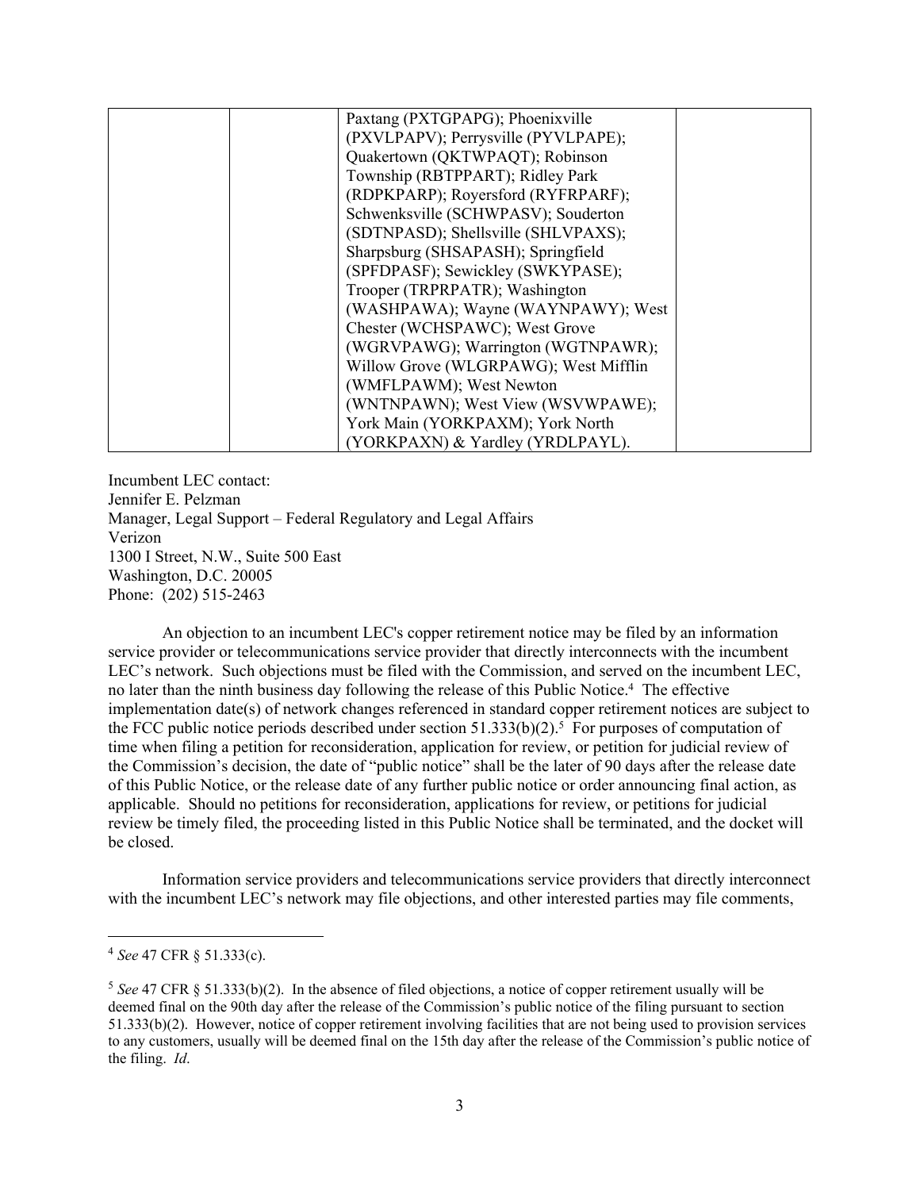|  |  | Paxtang (PXTGPAPG); Phoenixville (PXVLPAPV); Perrysville (PYVLPAPE); Quakertown (QKTWPAQT); Robinson Township (RBTPPART); Ridley Park (RDPKPARP); Royersford (RYFRPARF); Schwenksville (SCHWPASV); Souderton (SDTNPASD); Shellsville (SHLVPAXS); Sharpsburg (SHSAPASH); Springfield (SPFDPASF); Sewickley (SWKYPASE); Trooper (TRPRPATR); Washington (WASHPAWA); Wayne (WAYNPAWY); West Chester (WCHSPAWC); West Grove (WGRVPAWG); Warrington (WGTNPAWR); Willow Grove (WLGRPAWG); West Mifflin (WMFLPAWM); West Newton (WNTNPAWN); West View (WSVWPAWE); York Main (YORKPAXM); York North (YORKPAXN) & Yardley (YRDLPAYL). |  |
|---|---|---|---|

Incumbent LEC contact:
Jennifer E. Pelzman
Manager, Legal Support – Federal Regulatory and Legal Affairs
Verizon
1300 I Street, N.W., Suite 500 East
Washington, D.C. 20005
Phone: (202) 515-2463

An objection to an incumbent LEC's copper retirement notice may be filed by an information service provider or telecommunications service provider that directly interconnects with the incumbent LEC's network. Such objections must be filed with the Commission, and served on the incumbent LEC, no later than the ninth business day following the release of this Public Notice.[4] The effective implementation date(s) of network changes referenced in standard copper retirement notices are subject to the FCC public notice periods described under section 51.333(b)(2).[5] For purposes of computation of time when filing a petition for reconsideration, application for review, or petition for judicial review of the Commission's decision, the date of "public notice" shall be the later of 90 days after the release date of this Public Notice, or the release date of any further public notice or order announcing final action, as applicable. Should no petitions for reconsideration, applications for review, or petitions for judicial review be timely filed, the proceeding listed in this Public Notice shall be terminated, and the docket will be closed.

Information service providers and telecommunications service providers that directly interconnect with the incumbent LEC's network may file objections, and other interested parties may file comments,

---

[4] *See* 47 CFR § 51.333(c).

[5] *See* 47 CFR § 51.333(b)(2). In the absence of filed objections, a notice of copper retirement usually will be deemed final on the 90th day after the release of the Commission's public notice of the filing pursuant to section 51.333(b)(2). However, notice of copper retirement involving facilities that are not being used to provision services to any customers, usually will be deemed final on the 15th day after the release of the Commission's public notice of the filing. *Id*.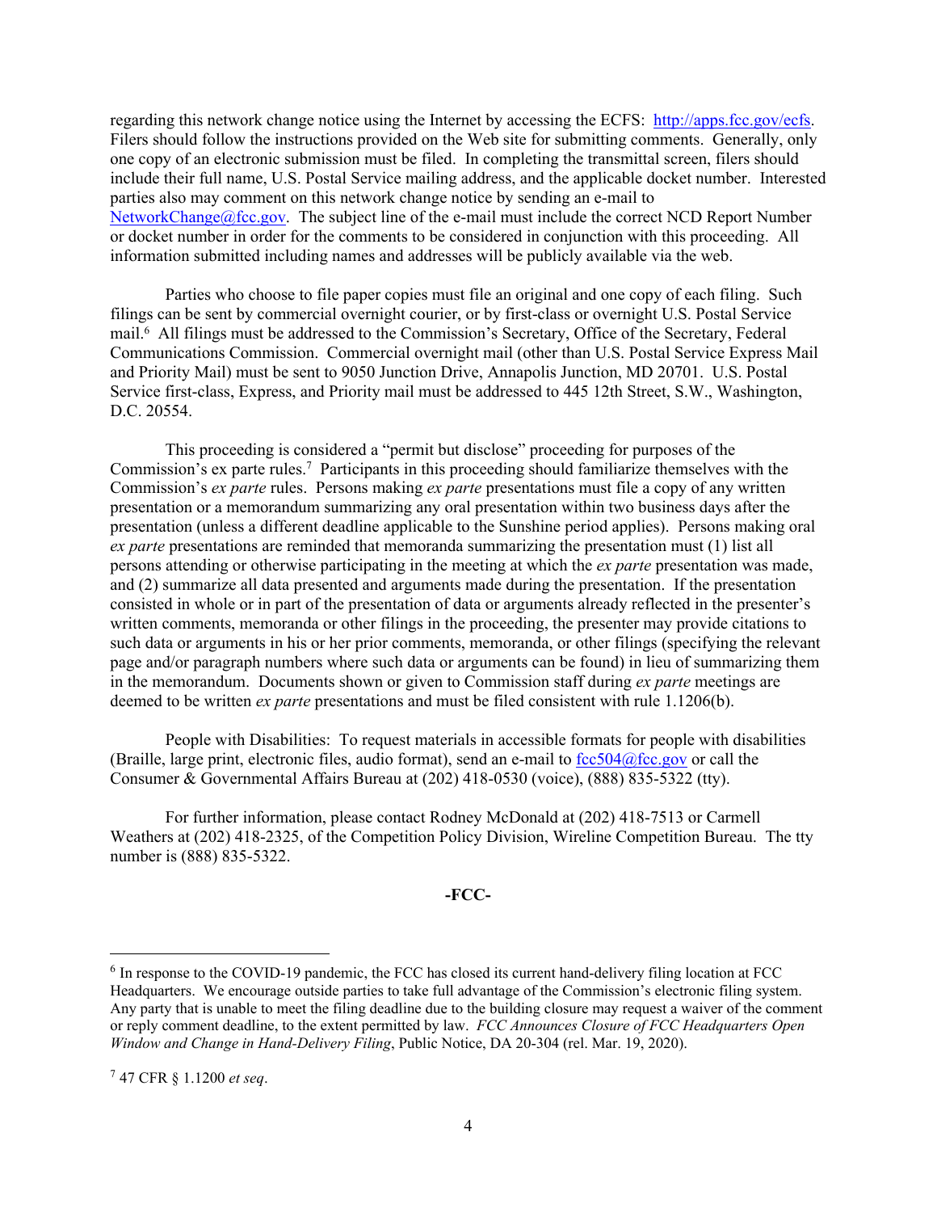regarding this network change notice using the Internet by accessing the ECFS: http://apps.fcc.gov/ecfs. Filers should follow the instructions provided on the Web site for submitting comments. Generally, only one copy of an electronic submission must be filed. In completing the transmittal screen, filers should include their full name, U.S. Postal Service mailing address, and the applicable docket number. Interested parties also may comment on this network change notice by sending an e-mail to NetworkChange@fcc.gov. The subject line of the e-mail must include the correct NCD Report Number or docket number in order for the comments to be considered in conjunction with this proceeding. All information submitted including names and addresses will be publicly available via the web.

Parties who choose to file paper copies must file an original and one copy of each filing. Such filings can be sent by commercial overnight courier, or by first-class or overnight U.S. Postal Service mail.[6] All filings must be addressed to the Commission's Secretary, Office of the Secretary, Federal Communications Commission. Commercial overnight mail (other than U.S. Postal Service Express Mail and Priority Mail) must be sent to 9050 Junction Drive, Annapolis Junction, MD 20701. U.S. Postal Service first-class, Express, and Priority mail must be addressed to 445 12th Street, S.W., Washington, D.C. 20554.

This proceeding is considered a "permit but disclose" proceeding for purposes of the Commission's ex parte rules.[7] Participants in this proceeding should familiarize themselves with the Commission's *ex parte* rules. Persons making *ex parte* presentations must file a copy of any written presentation or a memorandum summarizing any oral presentation within two business days after the presentation (unless a different deadline applicable to the Sunshine period applies). Persons making oral *ex parte* presentations are reminded that memoranda summarizing the presentation must (1) list all persons attending or otherwise participating in the meeting at which the *ex parte* presentation was made, and (2) summarize all data presented and arguments made during the presentation. If the presentation consisted in whole or in part of the presentation of data or arguments already reflected in the presenter's written comments, memoranda or other filings in the proceeding, the presenter may provide citations to such data or arguments in his or her prior comments, memoranda, or other filings (specifying the relevant page and/or paragraph numbers where such data or arguments can be found) in lieu of summarizing them in the memorandum. Documents shown or given to Commission staff during *ex parte* meetings are deemed to be written *ex parte* presentations and must be filed consistent with rule 1.1206(b).

People with Disabilities: To request materials in accessible formats for people with disabilities (Braille, large print, electronic files, audio format), send an e-mail to fcc504@fcc.gov or call the Consumer & Governmental Affairs Bureau at (202) 418-0530 (voice), (888) 835-5322 (tty).

For further information, please contact Rodney McDonald at (202) 418-7513 or Carmell Weathers at (202) 418-2325, of the Competition Policy Division, Wireline Competition Bureau. The tty number is (888) 835-5322.

**-FCC-**

---

[6] In response to the COVID-19 pandemic, the FCC has closed its current hand-delivery filing location at FCC Headquarters. We encourage outside parties to take full advantage of the Commission's electronic filing system. Any party that is unable to meet the filing deadline due to the building closure may request a waiver of the comment or reply comment deadline, to the extent permitted by law. *FCC Announces Closure of FCC Headquarters Open Window and Change in Hand-Delivery Filing*, Public Notice, DA 20-304 (rel. Mar. 19, 2020).

[7] 47 CFR § 1.1200 *et seq*.